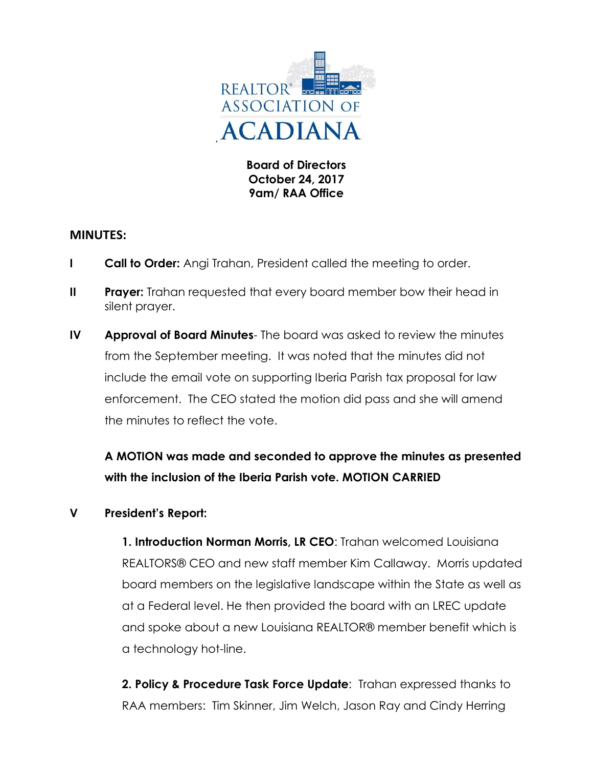REALTOR® ASSOCIATION OF ACADIANA

**Board of Directors**
**October 24, 2017**
**9am/ RAA Office**

## MINUTES:

**I** **Call to Order:** Angi Trahan, President called the meeting to order.

**II** **Prayer:** Trahan requested that every board member bow their head in silent prayer.

**IV** **Approval of Board Minutes**- The board was asked to review the minutes from the September meeting. It was noted that the minutes did not include the email vote on supporting Iberia Parish tax proposal for law enforcement. The CEO stated the motion did pass and she will amend the minutes to reflect the vote.

**A MOTION was made and seconded to approve the minutes as presented with the inclusion of the Iberia Parish vote. MOTION CARRIED**

**V** **President's Report:**

**1. Introduction Norman Morris, LR CEO**: Trahan welcomed Louisiana REALTORS® CEO and new staff member Kim Callaway. Morris updated board members on the legislative landscape within the State as well as at a Federal level. He then provided the board with an LREC update and spoke about a new Louisiana REALTOR® member benefit which is a technology hot-line.

**2. Policy & Procedure Task Force Update**: Trahan expressed thanks to RAA members: Tim Skinner, Jim Welch, Jason Ray and Cindy Herring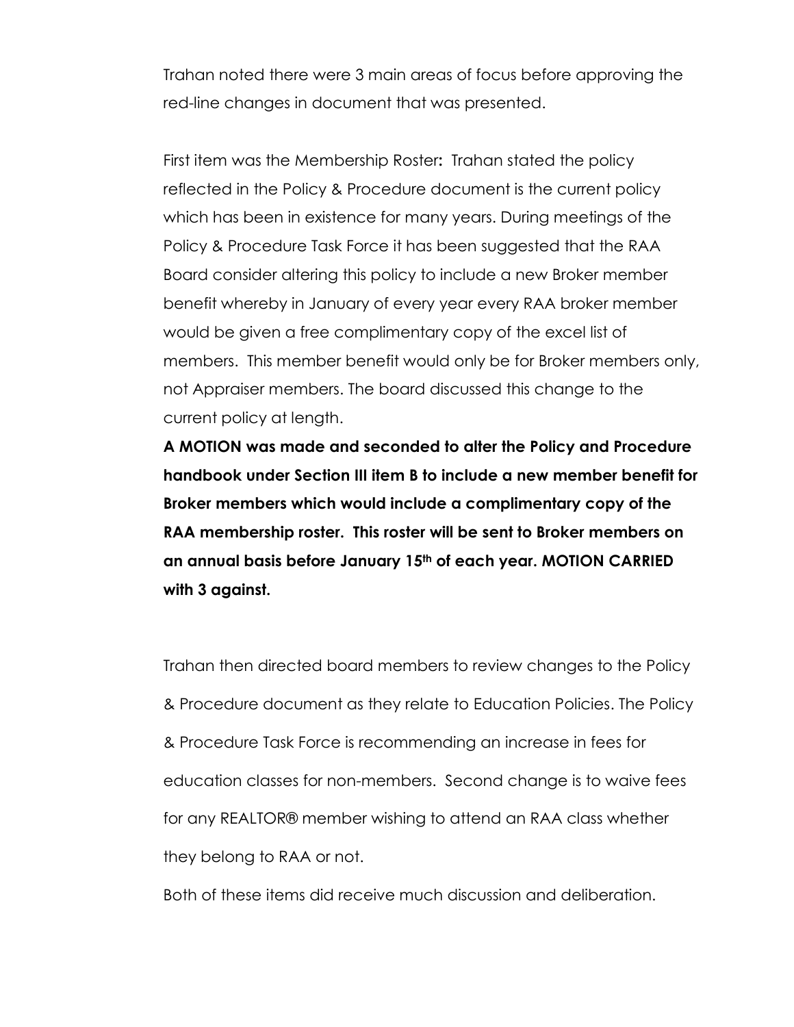Trahan noted there were 3 main areas of focus before approving the red-line changes in document that was presented.

First item was the Membership Roster**:** Trahan stated the policy reflected in the Policy & Procedure document is the current policy which has been in existence for many years. During meetings of the Policy & Procedure Task Force it has been suggested that the RAA Board consider altering this policy to include a new Broker member benefit whereby in January of every year every RAA broker member would be given a free complimentary copy of the excel list of members. This member benefit would only be for Broker members only, not Appraiser members. The board discussed this change to the current policy at length.

**A MOTION was made and seconded to alter the Policy and Procedure handbook under Section III item B to include a new member benefit for Broker members which would include a complimentary copy of the RAA membership roster. This roster will be sent to Broker members on an annual basis before January 15th of each year. MOTION CARRIED with 3 against.**

Trahan then directed board members to review changes to the Policy & Procedure document as they relate to Education Policies. The Policy & Procedure Task Force is recommending an increase in fees for education classes for non-members. Second change is to waive fees for any REALTOR® member wishing to attend an RAA class whether they belong to RAA or not.

Both of these items did receive much discussion and deliberation.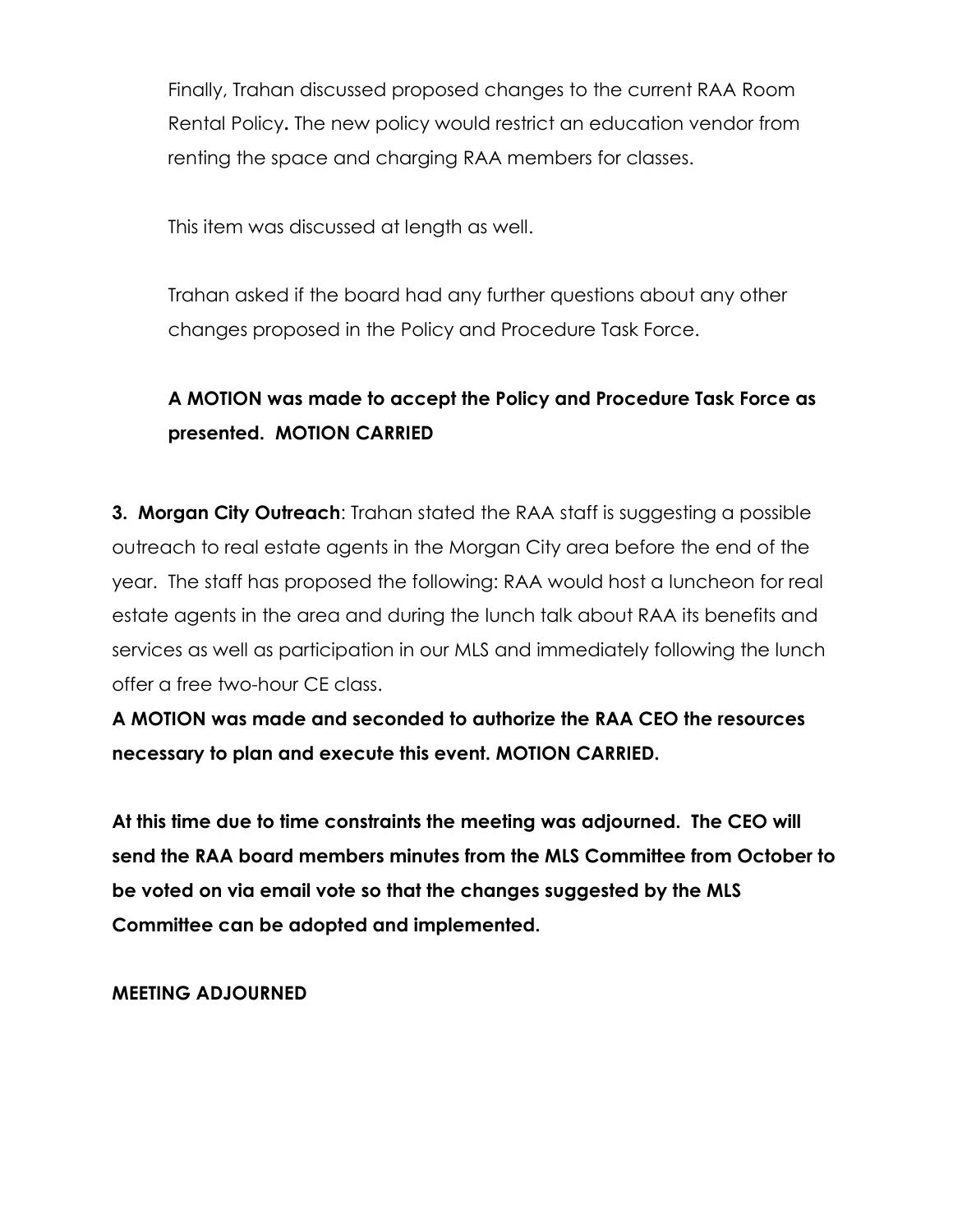Finally, Trahan discussed proposed changes to the current RAA Room Rental Policy**.** The new policy would restrict an education vendor from renting the space and charging RAA members for classes.

This item was discussed at length as well.

Trahan asked if the board had any further questions about any other changes proposed in the Policy and Procedure Task Force.

**A MOTION was made to accept the Policy and Procedure Task Force as presented. MOTION CARRIED**

**3. Morgan City Outreach**: Trahan stated the RAA staff is suggesting a possible outreach to real estate agents in the Morgan City area before the end of the year. The staff has proposed the following: RAA would host a luncheon for real estate agents in the area and during the lunch talk about RAA its benefits and services as well as participation in our MLS and immediately following the lunch offer a free two-hour CE class.

**A MOTION was made and seconded to authorize the RAA CEO the resources necessary to plan and execute this event. MOTION CARRIED.**

**At this time due to time constraints the meeting was adjourned. The CEO will send the RAA board members minutes from the MLS Committee from October to be voted on via email vote so that the changes suggested by the MLS Committee can be adopted and implemented.**

**MEETING ADJOURNED**